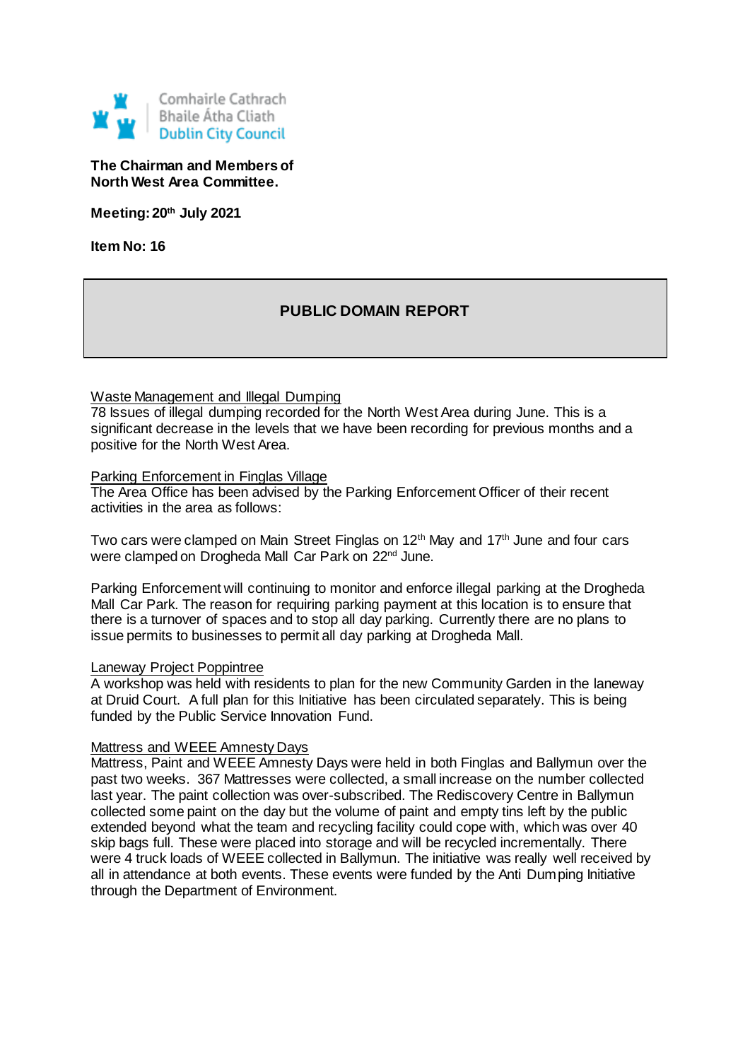Comhairle Cathrach Bhaile Átha Cliath
Dublin City Council

**The Chairman and Members of North West Area Committee.**

**Meeting: 20th July 2021**

**Item No: 16**

## PUBLIC DOMAIN REPORT

Waste Management and Illegal Dumping

78 Issues of illegal dumping recorded for the North West Area during June. This is a significant decrease in the levels that we have been recording for previous months and a positive for the North West Area.

Parking Enforcement in Finglas Village

The Area Office has been advised by the Parking Enforcement Officer of their recent activities in the area as follows:

Two cars were clamped on Main Street Finglas on 12th May and 17th June and four cars were clamped on Drogheda Mall Car Park on 22nd June.

Parking Enforcement will continuing to monitor and enforce illegal parking at the Drogheda Mall Car Park. The reason for requiring parking payment at this location is to ensure that there is a turnover of spaces and to stop all day parking. Currently there are no plans to issue permits to businesses to permit all day parking at Drogheda Mall.

Laneway Project Poppintree

A workshop was held with residents to plan for the new Community Garden in the laneway at Druid Court. A full plan for this Initiative has been circulated separately. This is being funded by the Public Service Innovation Fund.

Mattress and WEEE Amnesty Days

Mattress, Paint and WEEE Amnesty Days were held in both Finglas and Ballymun over the past two weeks. 367 Mattresses were collected, a small increase on the number collected last year. The paint collection was over-subscribed. The Rediscovery Centre in Ballymun collected some paint on the day but the volume of paint and empty tins left by the public extended beyond what the team and recycling facility could cope with, which was over 40 skip bags full. These were placed into storage and will be recycled incrementally. There were 4 truck loads of WEEE collected in Ballymun. The initiative was really well received by all in attendance at both events. These events were funded by the Anti Dumping Initiative through the Department of Environment.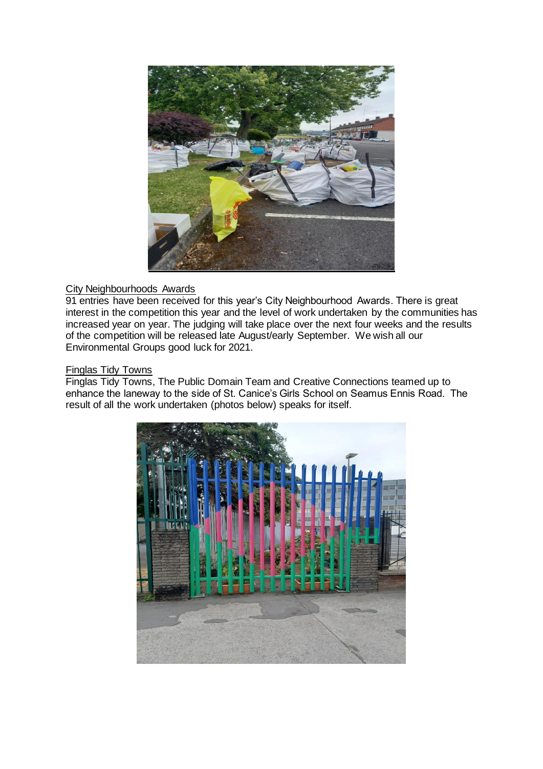City Neighbourhoods Awards

91 entries have been received for this year's City Neighbourhood Awards. There is great interest in the competition this year and the level of work undertaken by the communities has increased year on year. The judging will take place over the next four weeks and the results of the competition will be released late August/early September. We wish all our Environmental Groups good luck for 2021.

Finglas Tidy Towns

Finglas Tidy Towns, The Public Domain Team and Creative Connections teamed up to enhance the laneway to the side of St. Canice's Girls School on Seamus Ennis Road. The result of all the work undertaken (photos below) speaks for itself.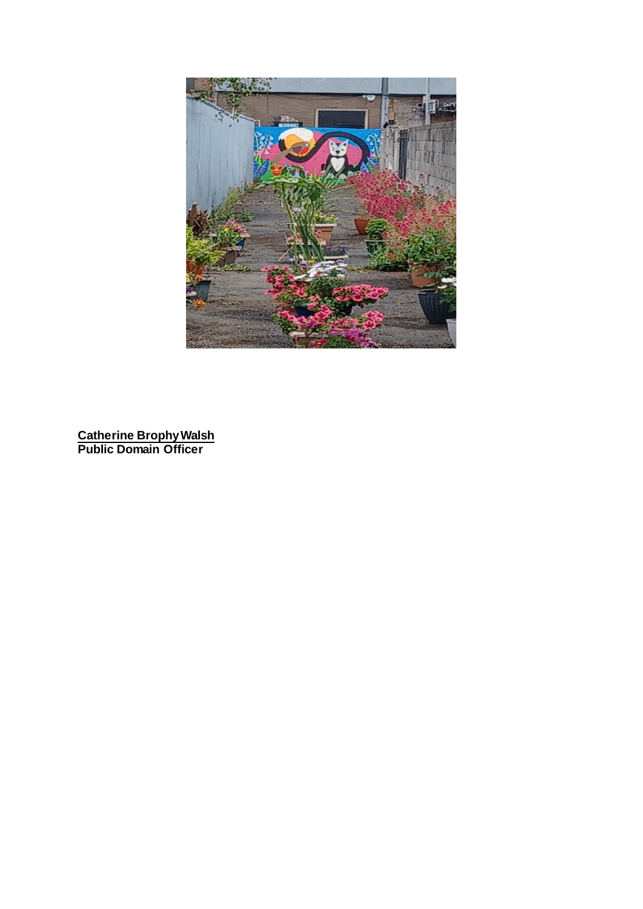**Catherine Brophy Walsh**
**Public Domain Officer**